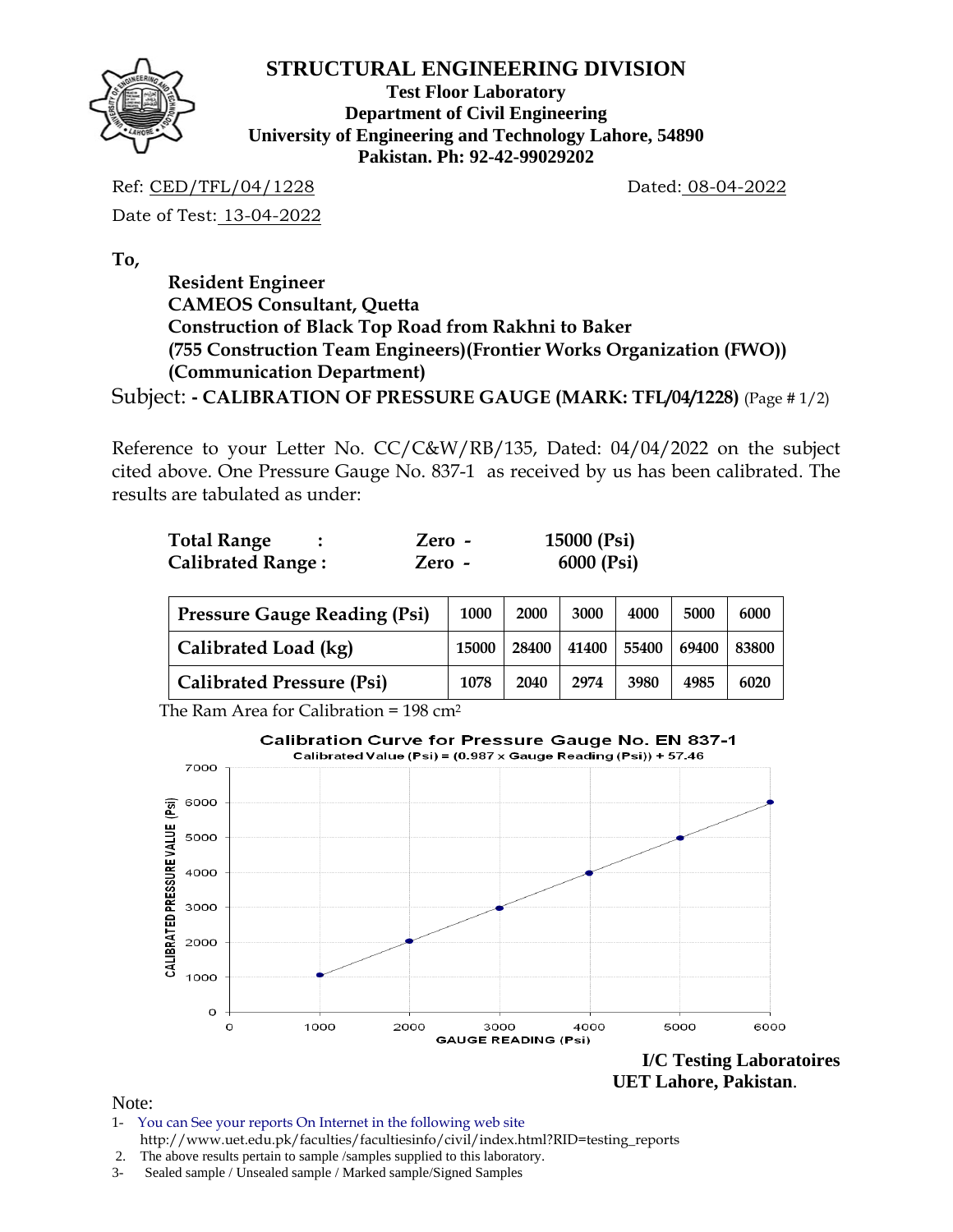# STRUCTURAL ENGINEERING DIVISION

**Test Floor Laboratory**
**Department of Civil Engineering**
**University of Engineering and Technology Lahore, 54890**
**Pakistan. Ph: 92-42-99029202**

Ref: CED/TFL/04/1228 Dated: 08-04-2022

Date of Test: 13-04-2022

**To,**

**Resident Engineer**
**CAMEOS Consultant, Quetta**
**Construction of Black Top Road from Rakhni to Baker**
**(755 Construction Team Engineers)(Frontier Works Organization (FWO))**
**(Communication Department)**

Subject: **- CALIBRATION OF PRESSURE GAUGE (MARK: TFL/04/1228)** (Page # 1/2)

Reference to your Letter No. CC/C&W/RB/135, Dated: 04/04/2022 on the subject cited above. One Pressure Gauge No. 837-1 as received by us has been calibrated. The results are tabulated as under:

| | | |
|---|---|---|
| **Total Range :** | **Zero -** | **15000 (Psi)** |
| **Calibrated Range :** | **Zero -** | **6000 (Psi)** |

| Pressure Gauge Reading (Psi) | 1000 | 2000 | 3000 | 4000 | 5000 | 6000 |
|---|---|---|---|---|---|---|
| Calibrated Load (kg) | 15000 | 28400 | 41400 | 55400 | 69400 | 83800 |
| Calibrated Pressure (Psi) | 1078 | 2040 | 2974 | 3980 | 4985 | 6020 |

The Ram Area for Calibration = 198 $cm^2$

**Calibration Curve for Pressure Gauge No. EN 837-1**
Calibrated Value (Psi) = (0.987 x Gauge Reading (Psi)) + 57.46

**I/C Testing Laboratoires**
**UET Lahore, Pakistan.**

Note:

1- You can See your reports On Internet in the following web site
http://www.uet.edu.pk/faculties/facultiesinfo/civil/index.html?RID=testing_reports
2. The above results pertain to sample /samples supplied to this laboratory.
3- Sealed sample / Unsealed sample / Marked sample/Signed Samples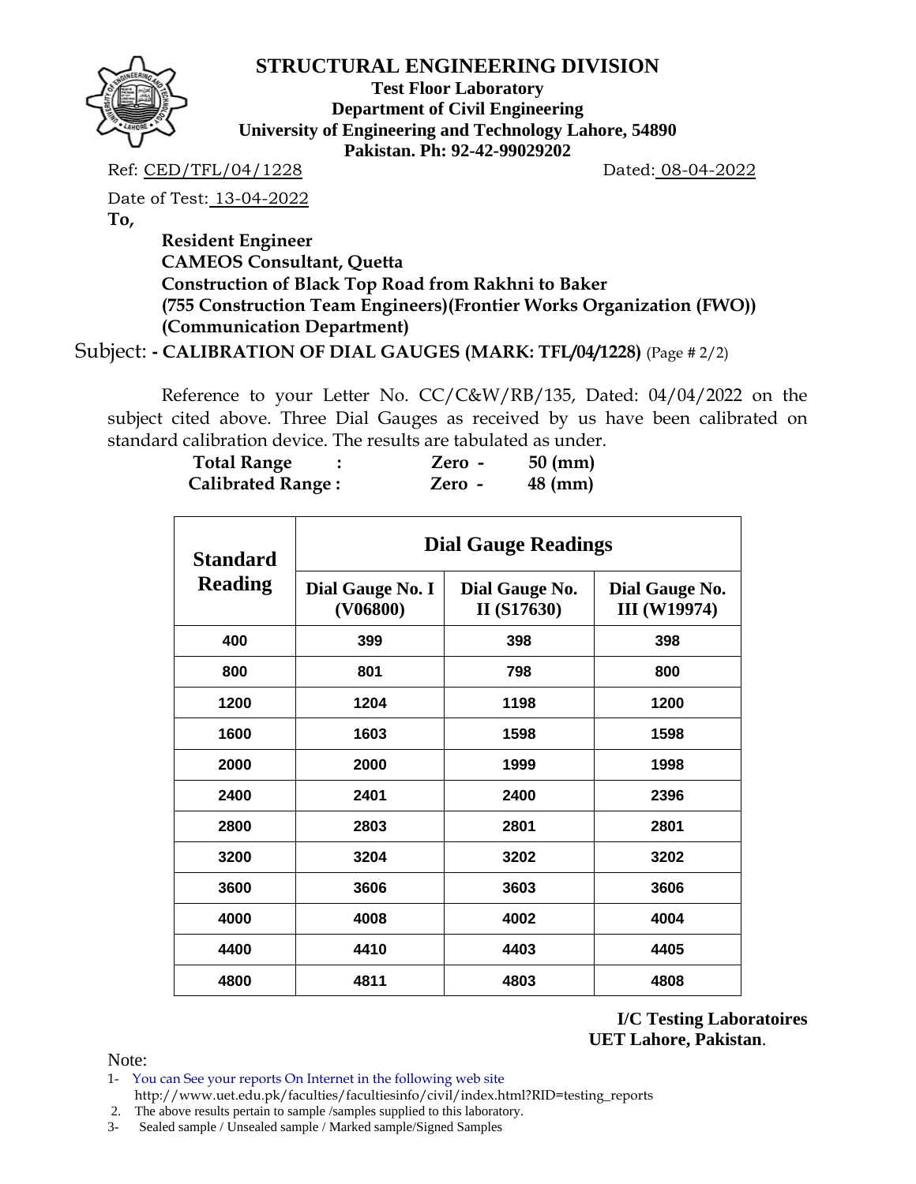# STRUCTURAL ENGINEERING DIVISION

**Test Floor Laboratory**
**Department of Civil Engineering**
**University of Engineering and Technology Lahore, 54890**
**Pakistan. Ph: 92-42-99029202**

Ref: CED/TFL/04/1228 Dated: 08-04-2022

Date of Test: 13-04-2022

**To,**

**Resident Engineer**
**CAMEOS Consultant, Quetta**
**Construction of Black Top Road from Rakhni to Baker**
**(755 Construction Team Engineers)(Frontier Works Organization (FWO))**
**(Communication Department)**

Subject: **- CALIBRATION OF DIAL GAUGES (MARK: TFL/04/1228)** (Page # 2/2)

Reference to your Letter No. CC/C&W/RB/135, Dated: 04/04/2022 on the subject cited above. Three Dial Gauges as received by us have been calibrated on standard calibration device. The results are tabulated as under.

**Total Range : Zero - 50 (mm)**
**Calibrated Range : Zero - 48 (mm)**

| Standard Reading | Dial Gauge Readings | | |
|---|---|---|---|
| | Dial Gauge No. I (V06800) | Dial Gauge No. II (S17630) | Dial Gauge No. III (W19974) |
| 400 | 399 | 398 | 398 |
| 800 | 801 | 798 | 800 |
| 1200 | 1204 | 1198 | 1200 |
| 1600 | 1603 | 1598 | 1598 |
| 2000 | 2000 | 1999 | 1998 |
| 2400 | 2401 | 2400 | 2396 |
| 2800 | 2803 | 2801 | 2801 |
| 3200 | 3204 | 3202 | 3202 |
| 3600 | 3606 | 3603 | 3606 |
| 4000 | 4008 | 4002 | 4004 |
| 4400 | 4410 | 4403 | 4405 |
| 4800 | 4811 | 4803 | 4808 |

**I/C Testing Laboratoires**
**UET Lahore, Pakistan**.

Note:

1- You can See your reports On Internet in the following web site http://www.uet.edu.pk/faculties/facultiesinfo/civil/index.html?RID=testing_reports
2. The above results pertain to sample /samples supplied to this laboratory.
3- Sealed sample / Unsealed sample / Marked sample/Signed Samples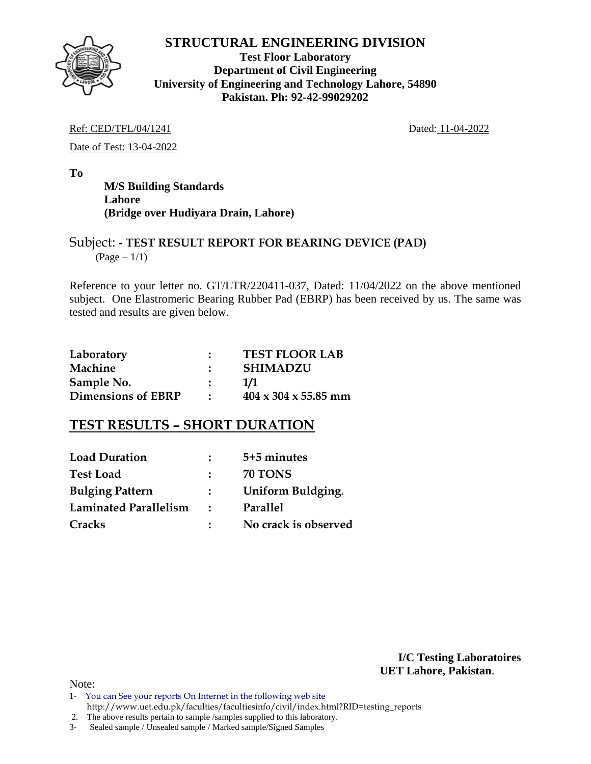# STRUCTURAL ENGINEERING DIVISION

**Test Floor Laboratory**
**Department of Civil Engineering**
**University of Engineering and Technology Lahore, 54890**
**Pakistan. Ph: 92-42-99029202**

Ref: CED/TFL/04/1241 Dated: 11-04-2022

Date of Test: 13-04-2022

**To**

**M/S Building Standards**
**Lahore**
**(Bridge over Hudiyara Drain, Lahore)**

Subject: **- TEST RESULT REPORT FOR BEARING DEVICE (PAD)**
(Page – 1/1)

Reference to your letter no. GT/LTR/220411-037, Dated: 11/04/2022 on the above mentioned subject. One Elastromeric Bearing Rubber Pad (EBRP) has been received by us. The same was tested and results are given below.

| | | |
|---|---|---|
| **Laboratory** | **:** | **TEST FLOOR LAB** |
| **Machine** | **:** | **SHIMADZU** |
| **Sample No.** | **:** | **1/1** |
| **Dimensions of EBRP** | **:** | **404 x 304 x 55.85 mm** |

## TEST RESULTS – SHORT DURATION

| | | |
|---|---|---|
| **Load Duration** | **:** | **5+5 minutes** |
| **Test Load** | **:** | **70 TONS** |
| **Bulging Pattern** | **:** | **Uniform Buldging.** |
| **Laminated Parallelism** | **:** | **Parallel** |
| **Cracks** | **:** | **No crack is observed** |

**I/C Testing Laboratoires**
**UET Lahore, Pakistan.**

Note:

1- You can See your reports On Internet in the following web site http://www.uet.edu.pk/faculties/facultiesinfo/civil/index.html?RID=testing_reports
2. The above results pertain to sample /samples supplied to this laboratory.
3- Sealed sample / Unsealed sample / Marked sample/Signed Samples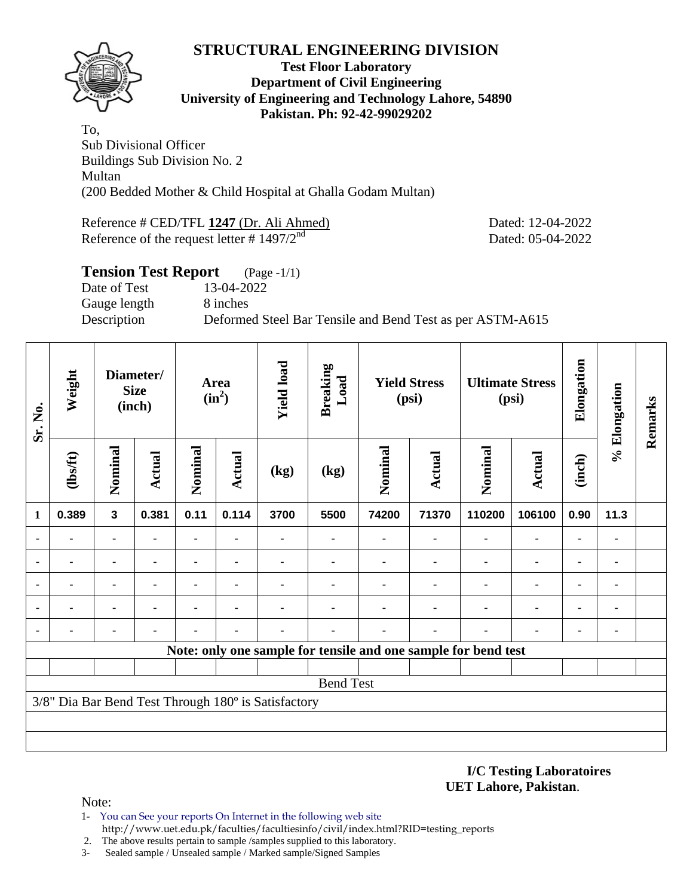# STRUCTURAL ENGINEERING DIVISION

**Test Floor Laboratory**
**Department of Civil Engineering**
**University of Engineering and Technology Lahore, 54890**
**Pakistan. Ph: 92-42-99029202**

To,
Sub Divisional Officer
Buildings Sub Division No. 2
Multan
(200 Bedded Mother & Child Hospital at Ghalla Godam Multan)

Reference # CED/TFL **1247** (Dr. Ali Ahmed) Dated: 12-04-2022
Reference of the request letter # 1497/2nd Dated: 05-04-2022

## Tension Test Report (Page -1/1)

Date of Test 13-04-2022
Gauge length 8 inches
Description Deformed Steel Bar Tensile and Bend Test as per ASTM-A615

| Sr. No. | Weight | Diameter/ Size (inch) | | Area ($in^2$) | | Yield load | Breaking Load | Yield Stress (psi) | | Ultimate Stress (psi) | | Elongation | % Elongation | Remarks |
|---|---|---|---|---|---|---|---|---|---|---|---|---|---|---|
| | (lbs/ft) | Nominal | Actual | Nominal | Actual | (kg) | (kg) | Nominal | Actual | Nominal | Actual | (inch) | | |
| 1 | 0.389 | 3 | 0.381 | 0.11 | 0.114 | 3700 | 5500 | 74200 | 71370 | 110200 | 106100 | 0.90 | 11.3 | |
| - | - | - | - | - | - | - | - | - | - | - | - | - | - | |
| - | - | - | - | - | - | - | - | - | - | - | - | - | - | |
| - | - | - | - | - | - | - | - | - | - | - | - | - | - | |
| - | - | - | - | - | - | - | - | - | - | - | - | - | - | |
| - | - | - | - | - | - | - | - | - | - | - | - | - | - | |
| Note: only one sample for tensile and one sample for bend test | | | | | | | | | | | | | | |
| Bend Test | | | | | | | | | | | | | | |
| 3/8" Dia Bar Bend Test Through 180º is Satisfactory | | | | | | | | | | | | | | |

**I/C Testing Laboratoires**
**UET Lahore, Pakistan**.

Note:

1- You can See your reports On Internet in the following web site
http://www.uet.edu.pk/faculties/facultiesinfo/civil/index.html?RID=testing_reports
2. The above results pertain to sample /samples supplied to this laboratory.
3- Sealed sample / Unsealed sample / Marked sample/Signed Samples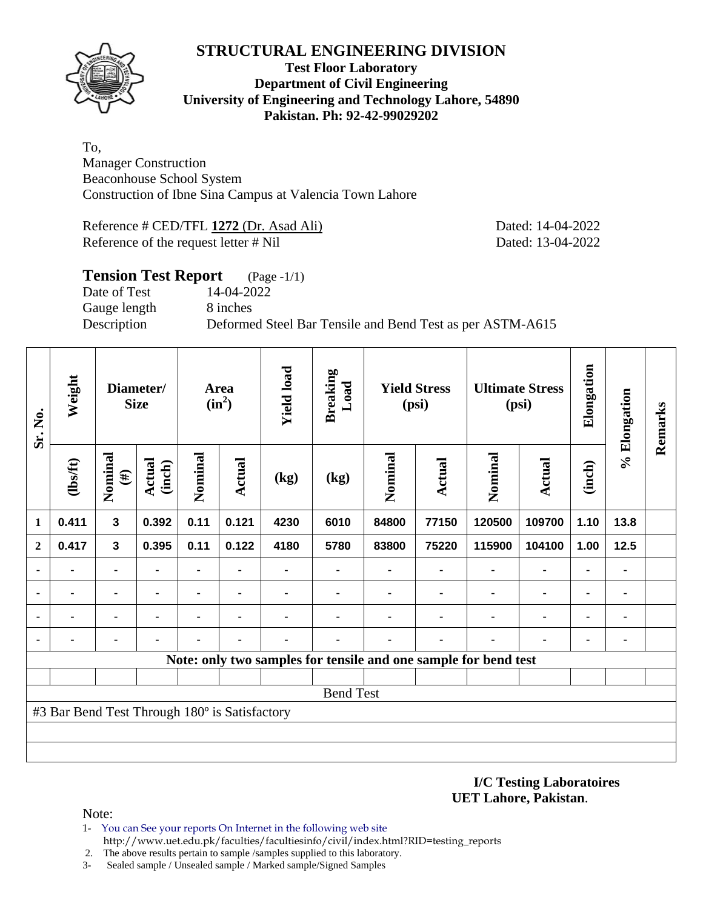# STRUCTURAL ENGINEERING DIVISION

**Test Floor Laboratory**
**Department of Civil Engineering**
**University of Engineering and Technology Lahore, 54890**
**Pakistan. Ph: 92-42-99029202**

To,
Manager Construction
Beaconhouse School System
Construction of Ibne Sina Campus at Valencia Town Lahore

Reference # CED/TFL **1272** (Dr. Asad Ali) Dated: 14-04-2022
Reference of the request letter # Nil Dated: 13-04-2022

## Tension Test Report (Page -1/1)

Date of Test 14-04-2022
Gauge length 8 inches
Description Deformed Steel Bar Tensile and Bend Test as per ASTM-A615

| Sr. No. | Weight | Diameter/ Size | | Area ($in^2$) | | Yield load | Breaking Load | Yield Stress (psi) | | Ultimate Stress (psi) | | Elongation | % Elongation | Remarks |
|---|---|---|---|---|---|---|---|---|---|---|---|---|---|---|
| | (lbs/ft) | Nominal (#) | Actual (inch) | Nominal | Actual | (kg) | (kg) | Nominal | Actual | Nominal | Actual | (inch) | | |
| 1 | 0.411 | 3 | 0.392 | 0.11 | 0.121 | 4230 | 6010 | 84800 | 77150 | 120500 | 109700 | 1.10 | 13.8 | |
| 2 | 0.417 | 3 | 0.395 | 0.11 | 0.122 | 4180 | 5780 | 83800 | 75220 | 115900 | 104100 | 1.00 | 12.5 | |
| - | - | - | - | - | - | - | - | - | - | - | - | - | - | |
| - | - | - | - | - | - | - | - | - | - | - | - | - | - | |
| - | - | - | - | - | - | - | - | - | - | - | - | - | - | |
| - | - | - | - | - | - | - | - | - | - | - | - | - | - | |
| Note: only two samples for tensile and one sample for bend test | | | | | | | | | | | | | | |
| Bend Test | | | | | | | | | | | | | | |
| #3 Bar Bend Test Through 180º is Satisfactory | | | | | | | | | | | | | | |

**I/C Testing Laboratoires**
**UET Lahore, Pakistan**.

Note:
1- You can See your reports On Internet in the following web site
http://www.uet.edu.pk/faculties/facultiesinfo/civil/index.html?RID=testing_reports
2. The above results pertain to sample /samples supplied to this laboratory.
3- Sealed sample / Unsealed sample / Marked sample/Signed Samples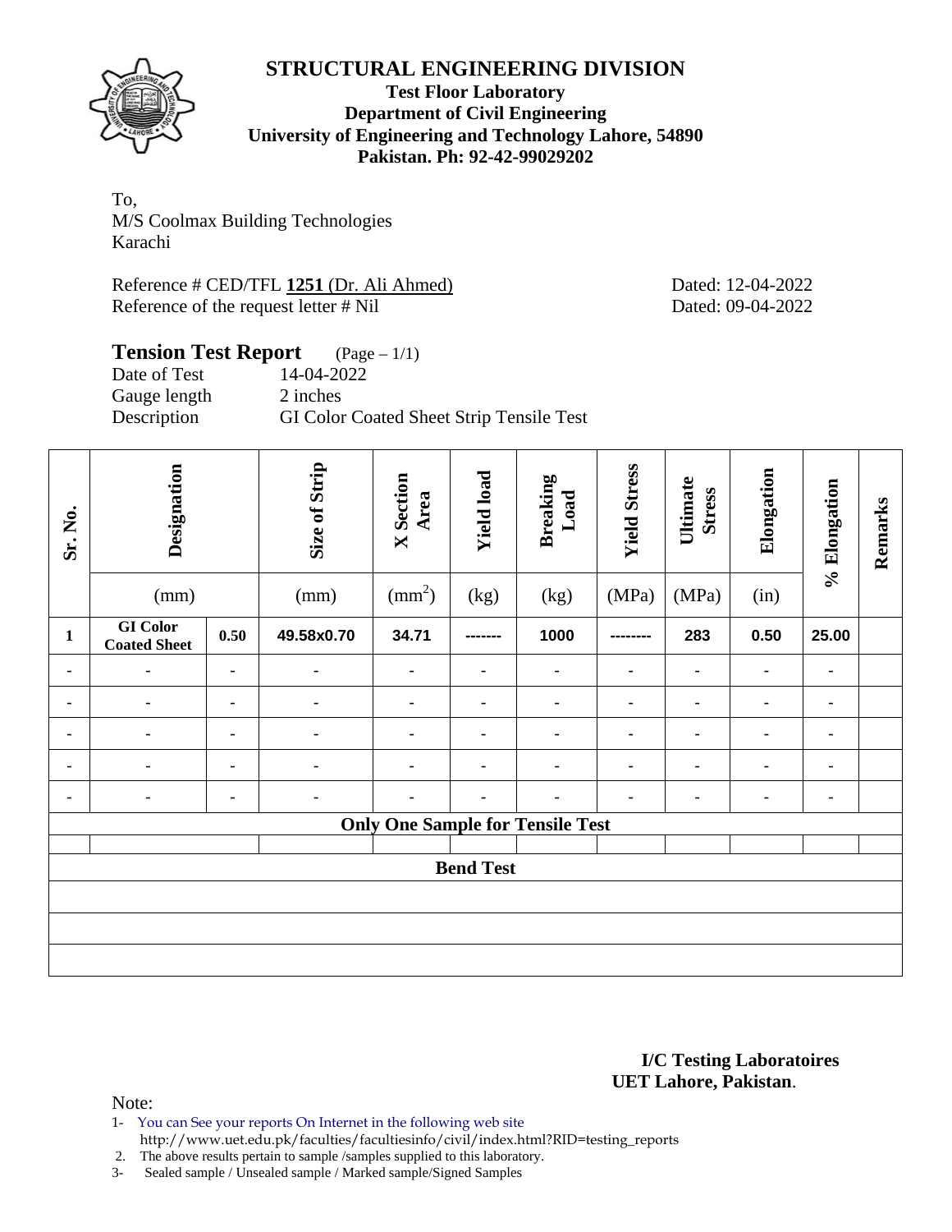# STRUCTURAL ENGINEERING DIVISION

**Test Floor Laboratory**
**Department of Civil Engineering**
**University of Engineering and Technology Lahore, 54890**
**Pakistan. Ph: 92-42-99029202**

To,
M/S Coolmax Building Technologies
Karachi

Reference # CED/TFL **1251** (Dr. Ali Ahmed) Dated: 12-04-2022
Reference of the request letter # Nil Dated: 09-04-2022

## Tension Test Report (Page – 1/1)

Date of Test 14-04-2022
Gauge length 2 inches
Description GI Color Coated Sheet Strip Tensile Test

| Sr. No. | Designation (mm) | | Size of Strip (mm) | X Section Area ($mm^2$) | Yield load (kg) | Breaking Load (kg) | Yield Stress (MPa) | Ultimate Stress (MPa) | Elongation (in) | % Elongation | Remarks |
|---|---|---|---|---|---|---|---|---|---|---|---|
| **1** | **GI Color Coated Sheet** | **0.50** | **49.58x0.70** | **34.71** | ------- | **1000** | -------- | **283** | **0.50** | **25.00** | |
| - | - | - | - | - | - | - | - | - | - | - | |
| - | - | - | - | - | - | - | - | - | - | - | |
| - | - | - | - | - | - | - | - | - | - | - | |
| - | - | - | - | - | - | - | - | - | - | - | |
| - | - | - | - | - | - | - | - | - | - | - | |
| **Only One Sample for Tensile Test** | | | | | | | | | | | |
| | | | | | | | | | | | |
| **Bend Test** | | | | | | | | | | | |
| | | | | | | | | | | | |
| | | | | | | | | | | | |
| | | | | | | | | | | | |

**I/C Testing Laboratoires**
**UET Lahore, Pakistan**.

Note:

1- You can See your reports On Internet in the following web site
http://www.uet.edu.pk/faculties/facultiesinfo/civil/index.html?RID=testing_reports
2. The above results pertain to sample /samples supplied to this laboratory.
3- Sealed sample / Unsealed sample / Marked sample/Signed Samples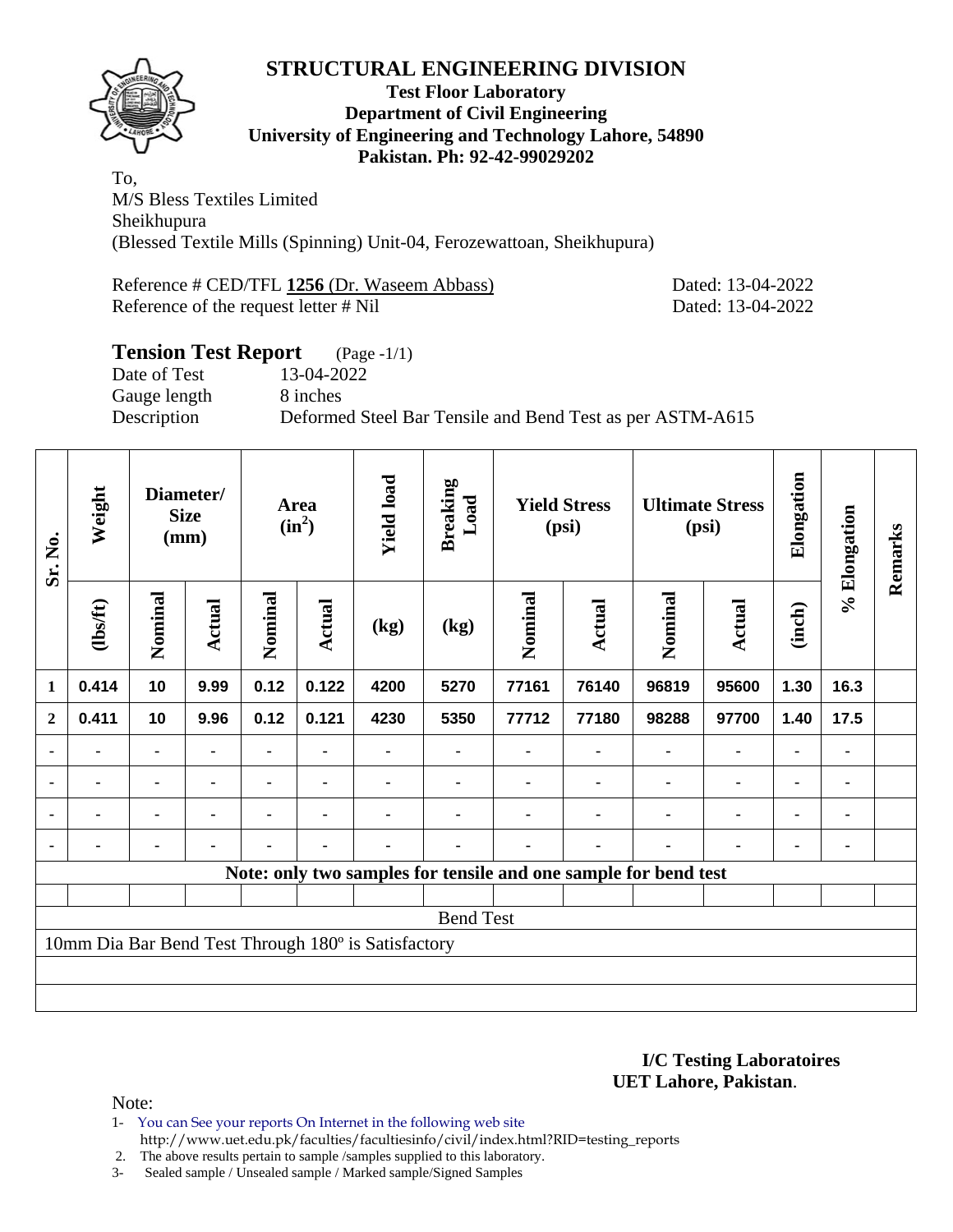# STRUCTURAL ENGINEERING DIVISION

**Test Floor Laboratory**
**Department of Civil Engineering**
**University of Engineering and Technology Lahore, 54890**
**Pakistan. Ph: 92-42-99029202**

To,
M/S Bless Textiles Limited
Sheikhupura
(Blessed Textile Mills (Spinning) Unit-04, Ferozewattoan, Sheikhupura)

Reference # CED/TFL **1256** (Dr. Waseem Abbass) Dated: 13-04-2022
Reference of the request letter # Nil Dated: 13-04-2022

## Tension Test Report (Page -1/1)

Date of Test 13-04-2022
Gauge length 8 inches
Description Deformed Steel Bar Tensile and Bend Test as per ASTM-A615

| Sr. No. | Weight | Diameter/ Size (mm) | | Area ($in^2$) | | Yield load | Breaking Load | Yield Stress (psi) | | Ultimate Stress (psi) | | Elongation | % Elongation | Remarks |
|---|---|---|---|---|---|---|---|---|---|---|---|---|---|---|
| | (lbs/ft) | Nominal | Actual | Nominal | Actual | (kg) | (kg) | Nominal | Actual | Nominal | Actual | (inch) | | |
| 1 | 0.414 | 10 | 9.99 | 0.12 | 0.122 | 4200 | 5270 | 77161 | 76140 | 96819 | 95600 | 1.30 | 16.3 | |
| 2 | 0.411 | 10 | 9.96 | 0.12 | 0.121 | 4230 | 5350 | 77712 | 77180 | 98288 | 97700 | 1.40 | 17.5 | |
| - | - | - | - | - | - | - | - | - | - | - | - | - | - | |
| - | - | - | - | - | - | - | - | - | - | - | - | - | - | |
| - | - | - | - | - | - | - | - | - | - | - | - | - | - | |
| - | - | - | - | - | - | - | - | - | - | - | - | - | - | |

**Note: only two samples for tensile and one sample for bend test**

Bend Test

10mm Dia Bar Bend Test Through 180º is Satisfactory

**I/C Testing Laboratoires**
**UET Lahore, Pakistan**.

Note:
1- You can See your reports On Internet in the following web site
http://www.uet.edu.pk/faculties/facultiesinfo/civil/index.html?RID=testing_reports
2. The above results pertain to sample /samples supplied to this laboratory.
3- Sealed sample / Unsealed sample / Marked sample/Signed Samples